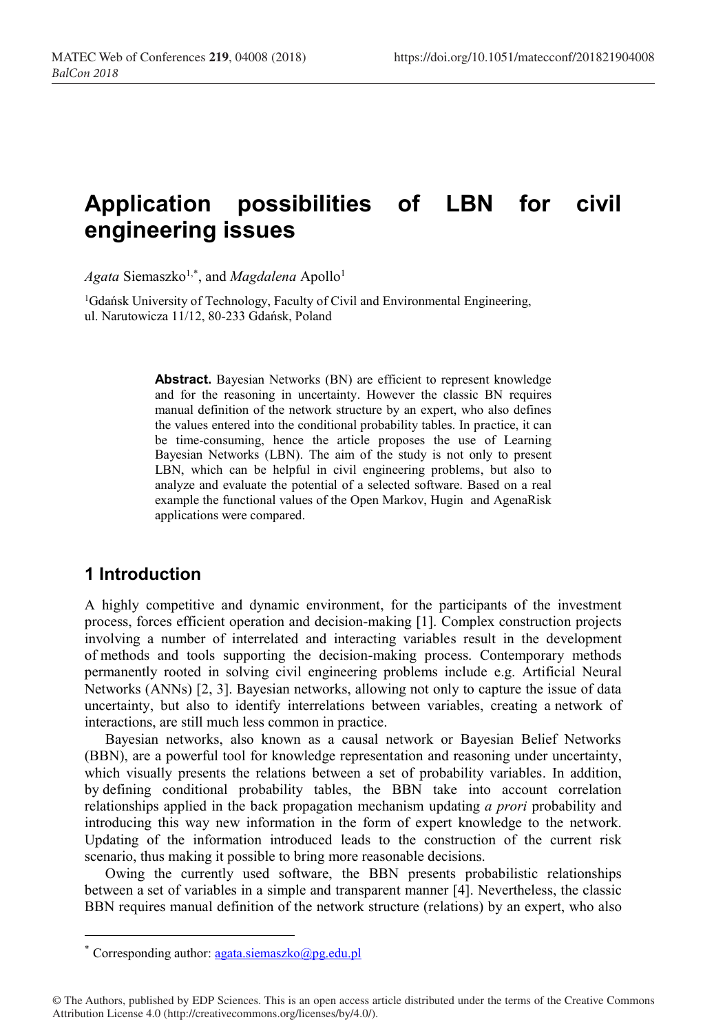# Application possibilities of LBN for civil engineering issues

*Agata* Siemaszko[1,*], and *Magdalena* Apollo[1]

[1]Gdańsk University of Technology, Faculty of Civil and Environmental Engineering, ul. Narutowicza 11/12, 80-233 Gdańsk, Poland

**Abstract.** Bayesian Networks (BN) are efficient to represent knowledge and for the reasoning in uncertainty. However the classic BN requires manual definition of the network structure by an expert, who also defines the values entered into the conditional probability tables. In practice, it can be time-consuming, hence the article proposes the use of Learning Bayesian Networks (LBN). The aim of the study is not only to present LBN, which can be helpful in civil engineering problems, but also to analyze and evaluate the potential of a selected software. Based on a real example the functional values of the Open Markov, Hugin and AgenaRisk applications were compared.

## 1 Introduction

A highly competitive and dynamic environment, for the participants of the investment process, forces efficient operation and decision-making [1]. Complex construction projects involving a number of interrelated and interacting variables result in the development of methods and tools supporting the decision-making process. Contemporary methods permanently rooted in solving civil engineering problems include e.g. Artificial Neural Networks (ANNs) [2, 3]. Bayesian networks, allowing not only to capture the issue of data uncertainty, but also to identify interrelations between variables, creating a network of interactions, are still much less common in practice.

Bayesian networks, also known as a causal network or Bayesian Belief Networks (BBN), are a powerful tool for knowledge representation and reasoning under uncertainty, which visually presents the relations between a set of probability variables. In addition, by defining conditional probability tables, the BBN take into account correlation relationships applied in the back propagation mechanism updating *a prori* probability and introducing this way new information in the form of expert knowledge to the network. Updating of the information introduced leads to the construction of the current risk scenario, thus making it possible to bring more reasonable decisions.

Owing the currently used software, the BBN presents probabilistic relationships between a set of variables in a simple and transparent manner [4]. Nevertheless, the classic BBN requires manual definition of the network structure (relations) by an expert, who also

---

* Corresponding author: agata.siemaszko@pg.edu.pl

© The Authors, published by EDP Sciences. This is an open access article distributed under the terms of the Creative Commons Attribution License 4.0 (http://creativecommons.org/licenses/by/4.0/).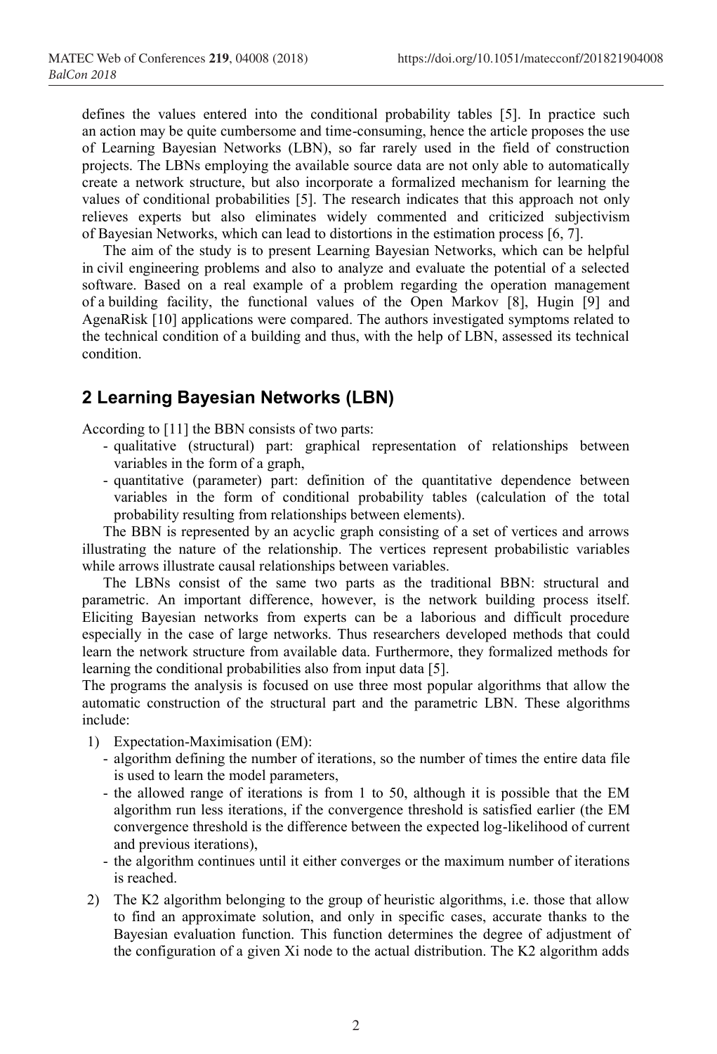defines the values entered into the conditional probability tables [5]. In practice such an action may be quite cumbersome and time-consuming, hence the article proposes the use of Learning Bayesian Networks (LBN), so far rarely used in the field of construction projects. The LBNs employing the available source data are not only able to automatically create a network structure, but also incorporate a formalized mechanism for learning the values of conditional probabilities [5]. The research indicates that this approach not only relieves experts but also eliminates widely commented and criticized subjectivism of Bayesian Networks, which can lead to distortions in the estimation process [6, 7].

The aim of the study is to present Learning Bayesian Networks, which can be helpful in civil engineering problems and also to analyze and evaluate the potential of a selected software. Based on a real example of a problem regarding the operation management of a building facility, the functional values of the Open Markov [8], Hugin [9] and AgenaRisk [10] applications were compared. The authors investigated symptoms related to the technical condition of a building and thus, with the help of LBN, assessed its technical condition.

## 2 Learning Bayesian Networks (LBN)

According to [11] the BBN consists of two parts:

- qualitative (structural) part: graphical representation of relationships between variables in the form of a graph,
- quantitative (parameter) part: definition of the quantitative dependence between variables in the form of conditional probability tables (calculation of the total probability resulting from relationships between elements).

The BBN is represented by an acyclic graph consisting of a set of vertices and arrows illustrating the nature of the relationship. The vertices represent probabilistic variables while arrows illustrate causal relationships between variables.

The LBNs consist of the same two parts as the traditional BBN: structural and parametric. An important difference, however, is the network building process itself. Eliciting Bayesian networks from experts can be a laborious and difficult procedure especially in the case of large networks. Thus researchers developed methods that could learn the network structure from available data. Furthermore, they formalized methods for learning the conditional probabilities also from input data [5].

The programs the analysis is focused on use three most popular algorithms that allow the automatic construction of the structural part and the parametric LBN. These algorithms include:

1) Expectation-Maximisation (EM):
   - algorithm defining the number of iterations, so the number of times the entire data file is used to learn the model parameters,
   - the allowed range of iterations is from 1 to 50, although it is possible that the EM algorithm run less iterations, if the convergence threshold is satisfied earlier (the EM convergence threshold is the difference between the expected log-likelihood of current and previous iterations),
   - the algorithm continues until it either converges or the maximum number of iterations is reached.
2) The K2 algorithm belonging to the group of heuristic algorithms, i.e. those that allow to find an approximate solution, and only in specific cases, accurate thanks to the Bayesian evaluation function. This function determines the degree of adjustment of the configuration of a given $X_i$ node to the actual distribution. The K2 algorithm adds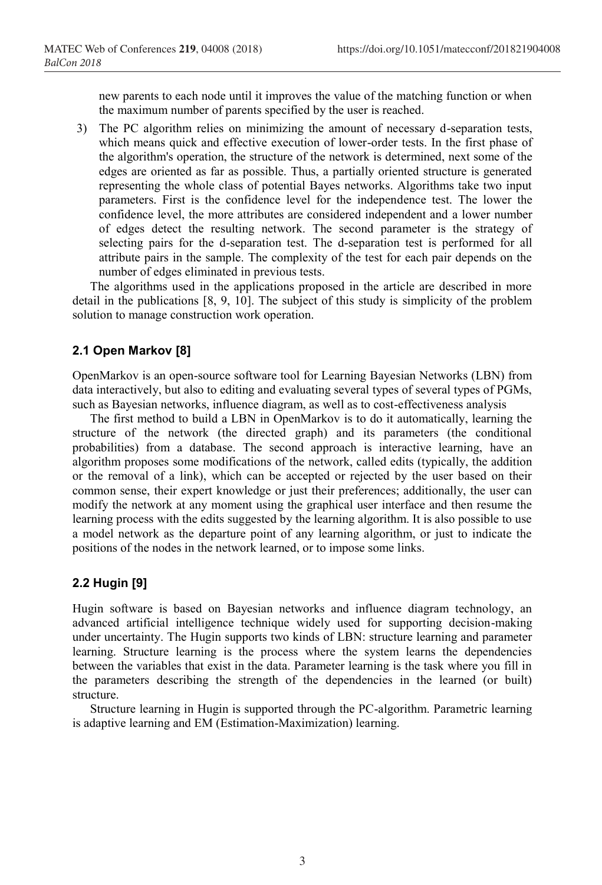new parents to each node until it improves the value of the matching function or when the maximum number of parents specified by the user is reached.

3) The PC algorithm relies on minimizing the amount of necessary d-separation tests, which means quick and effective execution of lower-order tests. In the first phase of the algorithm's operation, the structure of the network is determined, next some of the edges are oriented as far as possible. Thus, a partially oriented structure is generated representing the whole class of potential Bayes networks. Algorithms take two input parameters. First is the confidence level for the independence test. The lower the confidence level, the more attributes are considered independent and a lower number of edges detect the resulting network. The second parameter is the strategy of selecting pairs for the d-separation test. The d-separation test is performed for all attribute pairs in the sample. The complexity of the test for each pair depends on the number of edges eliminated in previous tests.

The algorithms used in the applications proposed in the article are described in more detail in the publications [8, 9, 10]. The subject of this study is simplicity of the problem solution to manage construction work operation.

## 2.1 Open Markov [8]

OpenMarkov is an open-source software tool for Learning Bayesian Networks (LBN) from data interactively, but also to editing and evaluating several types of several types of PGMs, such as Bayesian networks, influence diagram, as well as to cost-effectiveness analysis

The first method to build a LBN in OpenMarkov is to do it automatically, learning the structure of the network (the directed graph) and its parameters (the conditional probabilities) from a database. The second approach is interactive learning, have an algorithm proposes some modifications of the network, called edits (typically, the addition or the removal of a link), which can be accepted or rejected by the user based on their common sense, their expert knowledge or just their preferences; additionally, the user can modify the network at any moment using the graphical user interface and then resume the learning process with the edits suggested by the learning algorithm. It is also possible to use a model network as the departure point of any learning algorithm, or just to indicate the positions of the nodes in the network learned, or to impose some links.

## 2.2 Hugin [9]

Hugin software is based on Bayesian networks and influence diagram technology, an advanced artificial intelligence technique widely used for supporting decision-making under uncertainty. The Hugin supports two kinds of LBN: structure learning and parameter learning. Structure learning is the process where the system learns the dependencies between the variables that exist in the data. Parameter learning is the task where you fill in the parameters describing the strength of the dependencies in the learned (or built) structure.

Structure learning in Hugin is supported through the PC-algorithm. Parametric learning is adaptive learning and EM (Estimation-Maximization) learning.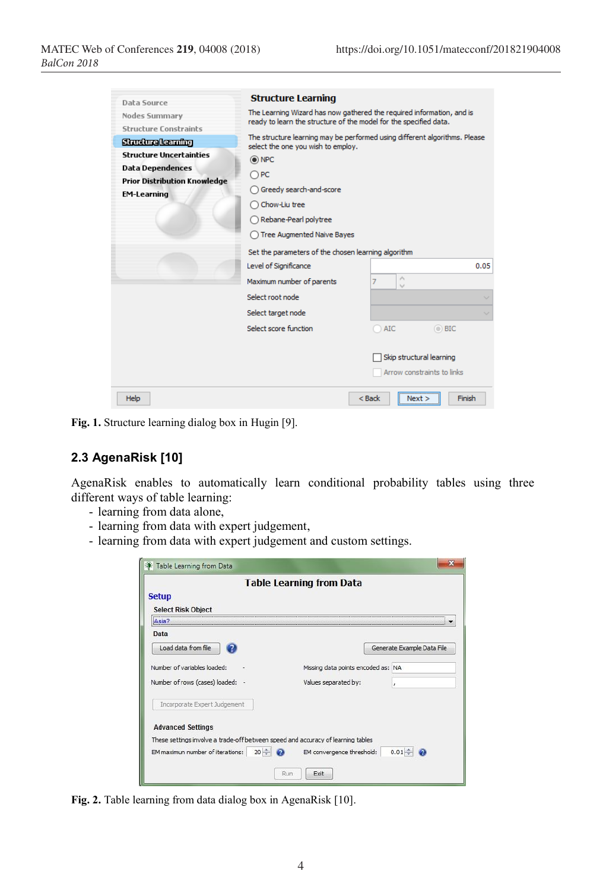**Fig. 1.** Structure learning dialog box in Hugin [9].

## 2.3 AgenaRisk [10]

AgenaRisk enables to automatically learn conditional probability tables using three different ways of table learning:

- learning from data alone,
- learning from data with expert judgement,
- learning from data with expert judgement and custom settings.

**Fig. 2.** Table learning from data dialog box in AgenaRisk [10].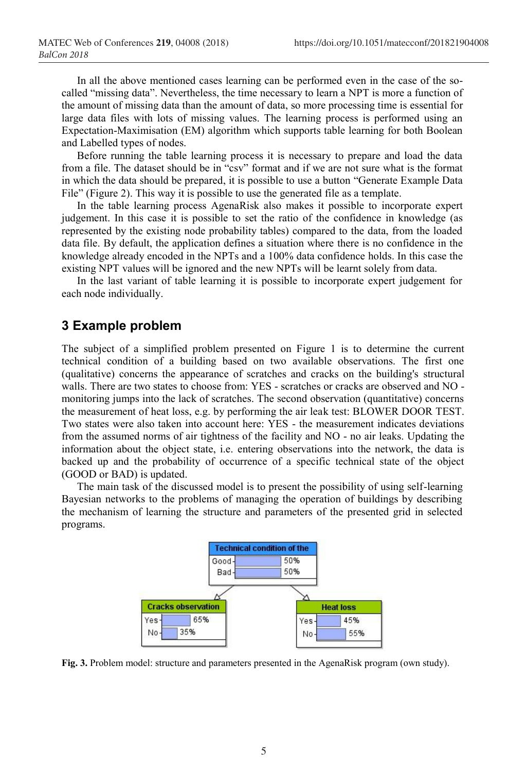In all the above mentioned cases learning can be performed even in the case of the so-called "missing data". Nevertheless, the time necessary to learn a NPT is more a function of the amount of missing data than the amount of data, so more processing time is essential for large data files with lots of missing values. The learning process is performed using an Expectation-Maximisation (EM) algorithm which supports table learning for both Boolean and Labelled types of nodes.

Before running the table learning process it is necessary to prepare and load the data from a file. The dataset should be in "csv" format and if we are not sure what is the format in which the data should be prepared, it is possible to use a button "Generate Example Data File" (Figure 2). This way it is possible to use the generated file as a template.

In the table learning process AgenaRisk also makes it possible to incorporate expert judgement. In this case it is possible to set the ratio of the confidence in knowledge (as represented by the existing node probability tables) compared to the data, from the loaded data file. By default, the application defines a situation where there is no confidence in the knowledge already encoded in the NPTs and a 100% data confidence holds. In this case the existing NPT values will be ignored and the new NPTs will be learnt solely from data.

In the last variant of table learning it is possible to incorporate expert judgement for each node individually.

## 3 Example problem

The subject of a simplified problem presented on Figure 1 is to determine the current technical condition of a building based on two available observations. The first one (qualitative) concerns the appearance of scratches and cracks on the building's structural walls. There are two states to choose from: YES - scratches or cracks are observed and NO - monitoring jumps into the lack of scratches. The second observation (quantitative) concerns the measurement of heat loss, e.g. by performing the air leak test: BLOWER DOOR TEST. Two states were also taken into account here: YES - the measurement indicates deviations from the assumed norms of air tightness of the facility and NO - no air leaks. Updating the information about the object state, i.e. entering observations into the network, the data is backed up and the probability of occurrence of a specific technical state of the object (GOOD or BAD) is updated.

The main task of the discussed model is to present the possibility of using self-learning Bayesian networks to the problems of managing the operation of buildings by describing the mechanism of learning the structure and parameters of the presented grid in selected programs.

**Fig. 3.** Problem model: structure and parameters presented in the AgenaRisk program (own study).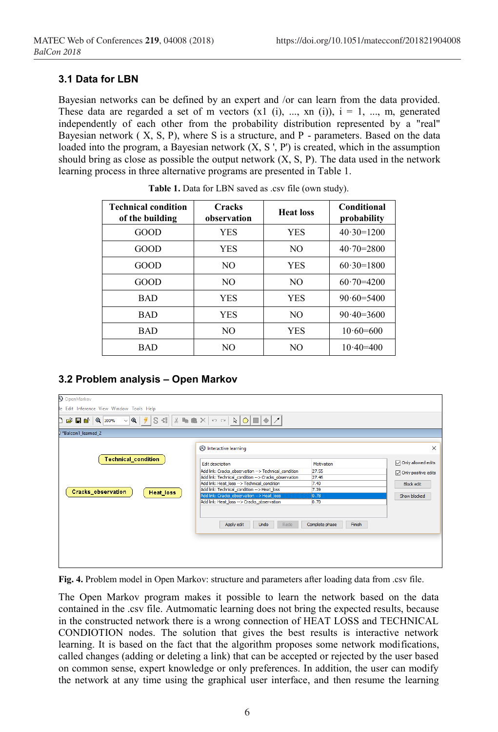### 3.1 Data for LBN

Bayesian networks can be defined by an expert and /or can learn from the data provided. These data are regarded a set of m vectors (x1 (i), ..., xn (i)), i = 1, ..., m, generated independently of each other from the probability distribution represented by a "real" Bayesian network ( X, S, P), where S is a structure, and P - parameters. Based on the data loaded into the program, a Bayesian network (X, S ', P') is created, which in the assumption should bring as close as possible the output network (X, S, P). The data used in the network learning process in three alternative programs are presented in Table 1.

**Table 1.** Data for LBN saved as .csv file (own study).

| Technical condition of the building | Cracks observation | Heat loss | Conditional probability |
|---|---|---|---|
| GOOD | YES | YES | 40·30=1200 |
| GOOD | YES | NO | 40·70=2800 |
| GOOD | NO | YES | 60·30=1800 |
| GOOD | NO | NO | 60·70=4200 |
| BAD | YES | YES | 90·60=5400 |
| BAD | YES | NO | 90·40=3600 |
| BAD | NO | YES | 10·60=600 |
| BAD | NO | NO | 10·40=400 |

### 3.2 Problem analysis – Open Markov

**Fig. 4.** Problem model in Open Markov: structure and parameters after loading data from .csv file.

The Open Markov program makes it possible to learn the network based on the data contained in the .csv file. Autmomatic learning does not bring the expected results, because in the constructed network there is a wrong connection of HEAT LOSS and TECHNICAL CONDIOTION nodes. The solution that gives the best results is interactive network learning. It is based on the fact that the algorithm proposes some network modifications, called changes (adding or deleting a link) that can be accepted or rejected by the user based on common sense, expert knowledge or only preferences. In addition, the user can modify the network at any time using the graphical user interface, and then resume the learning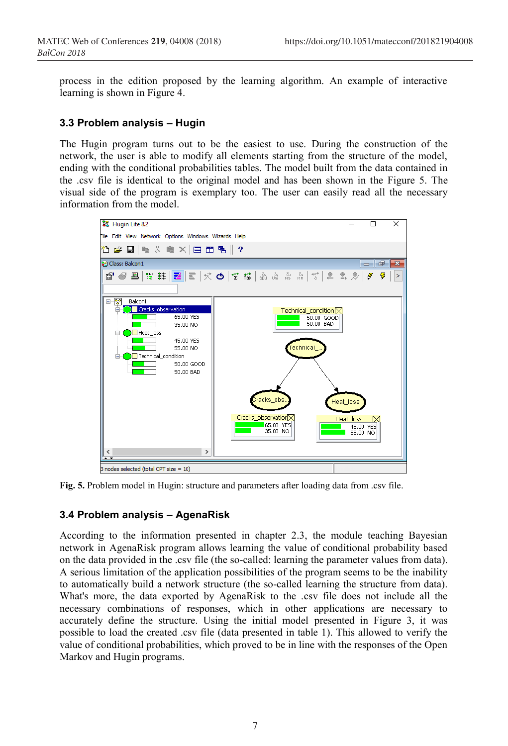process in the edition proposed by the learning algorithm. An example of interactive learning is shown in Figure 4.

### 3.3 Problem analysis – Hugin

The Hugin program turns out to be the easiest to use. During the construction of the network, the user is able to modify all elements starting from the structure of the model, ending with the conditional probabilities tables. The model built from the data contained in the .csv file is identical to the original model and has been shown in the Figure 5. The visual side of the program is exemplary too. The user can easily read all the necessary information from the model.

**Fig. 5.** Problem model in Hugin: structure and parameters after loading data from .csv file.

### 3.4 Problem analysis – AgenaRisk

According to the information presented in chapter 2.3, the module teaching Bayesian network in AgenaRisk program allows learning the value of conditional probability based on the data provided in the .csv file (the so-called: learning the parameter values from data). A serious limitation of the application possibilities of the program seems to be the inability to automatically build a network structure (the so-called learning the structure from data). What's more, the data exported by AgenaRisk to the .csv file does not include all the necessary combinations of responses, which in other applications are necessary to accurately define the structure. Using the initial model presented in Figure 3, it was possible to load the created .csv file (data presented in table 1). This allowed to verify the value of conditional probabilities, which proved to be in line with the responses of the Open Markov and Hugin programs.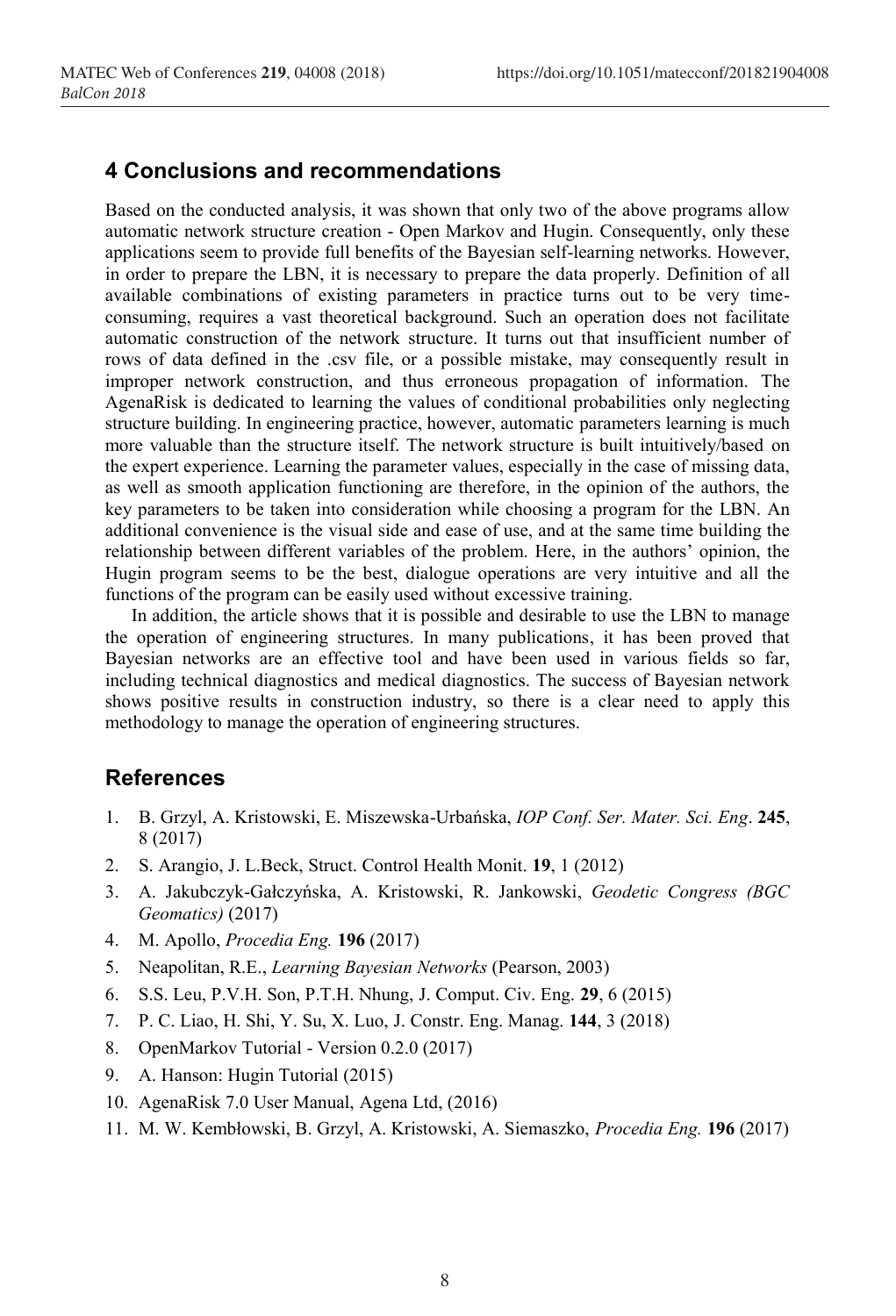## 4 Conclusions and recommendations

Based on the conducted analysis, it was shown that only two of the above programs allow automatic network structure creation - Open Markov and Hugin. Consequently, only these applications seem to provide full benefits of the Bayesian self-learning networks. However, in order to prepare the LBN, it is necessary to prepare the data properly. Definition of all available combinations of existing parameters in practice turns out to be very time-consuming, requires a vast theoretical background. Such an operation does not facilitate automatic construction of the network structure. It turns out that insufficient number of rows of data defined in the .csv file, or a possible mistake, may consequently result in improper network construction, and thus erroneous propagation of information. The AgenaRisk is dedicated to learning the values of conditional probabilities only neglecting structure building. In engineering practice, however, automatic parameters learning is much more valuable than the structure itself. The network structure is built intuitively/based on the expert experience. Learning the parameter values, especially in the case of missing data, as well as smooth application functioning are therefore, in the opinion of the authors, the key parameters to be taken into consideration while choosing a program for the LBN. An additional convenience is the visual side and ease of use, and at the same time building the relationship between different variables of the problem. Here, in the authors' opinion, the Hugin program seems to be the best, dialogue operations are very intuitive and all the functions of the program can be easily used without excessive training.

In addition, the article shows that it is possible and desirable to use the LBN to manage the operation of engineering structures. In many publications, it has been proved that Bayesian networks are an effective tool and have been used in various fields so far, including technical diagnostics and medical diagnostics. The success of Bayesian network shows positive results in construction industry, so there is a clear need to apply this methodology to manage the operation of engineering structures.

## References

1. B. Grzyl, A. Kristowski, E. Miszewska-Urbańska, *IOP Conf. Ser. Mater. Sci. Eng*. **245**, 8 (2017)
2. S. Arangio, J. L.Beck, Struct. Control Health Monit. **19**, 1 (2012)
3. A. Jakubczyk-Gałczyńska, A. Kristowski, R. Jankowski, *Geodetic Congress (BGC Geomatics)* (2017)
4. M. Apollo, *Procedia Eng.* **196** (2017)
5. Neapolitan, R.E., *Learning Bayesian Networks* (Pearson, 2003)
6. S.S. Leu, P.V.H. Son, P.T.H. Nhung, J. Comput. Civ. Eng. **29**, 6 (2015)
7. P. C. Liao, H. Shi, Y. Su, X. Luo, J. Constr. Eng. Manag. **144**, 3 (2018)
8. OpenMarkov Tutorial - Version 0.2.0 (2017)
9. A. Hanson: Hugin Tutorial (2015)
10. AgenaRisk 7.0 User Manual, Agena Ltd, (2016)
11. M. W. Kembłowski, B. Grzyl, A. Kristowski, A. Siemaszko, *Procedia Eng.* **196** (2017)